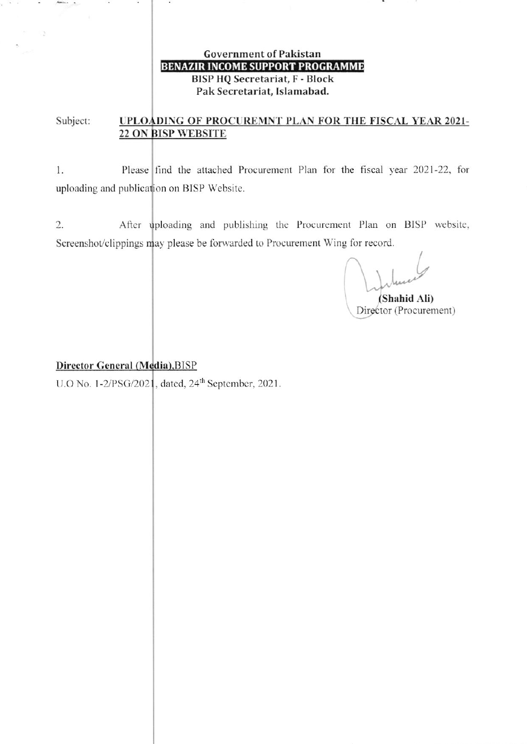**Government of Pakistan**
**BENAZIR INCOME SUPPORT PROGRAMME**
**BISP HQ Secretariat, F - Block**
**Pak Secretariat, Islamabad.**

Subject: **UPLOADING OF PROCUREMNT PLAN FOR THE FISCAL YEAR 2021-22 ON BISP WEBSITE**

1. Please find the attached Procurement Plan for the fiscal year 2021-22, for uploading and publication on BISP Website.

2. After uploading and publishing the Procurement Plan on BISP website, Screenshot/clippings may please be forwarded to Procurement Wing for record.

**(Shahid Ali)**
Director (Procurement)

**Director General (Media),** BISP

U.O No. 1-2/PSG/2021, dated, 24th September, 2021.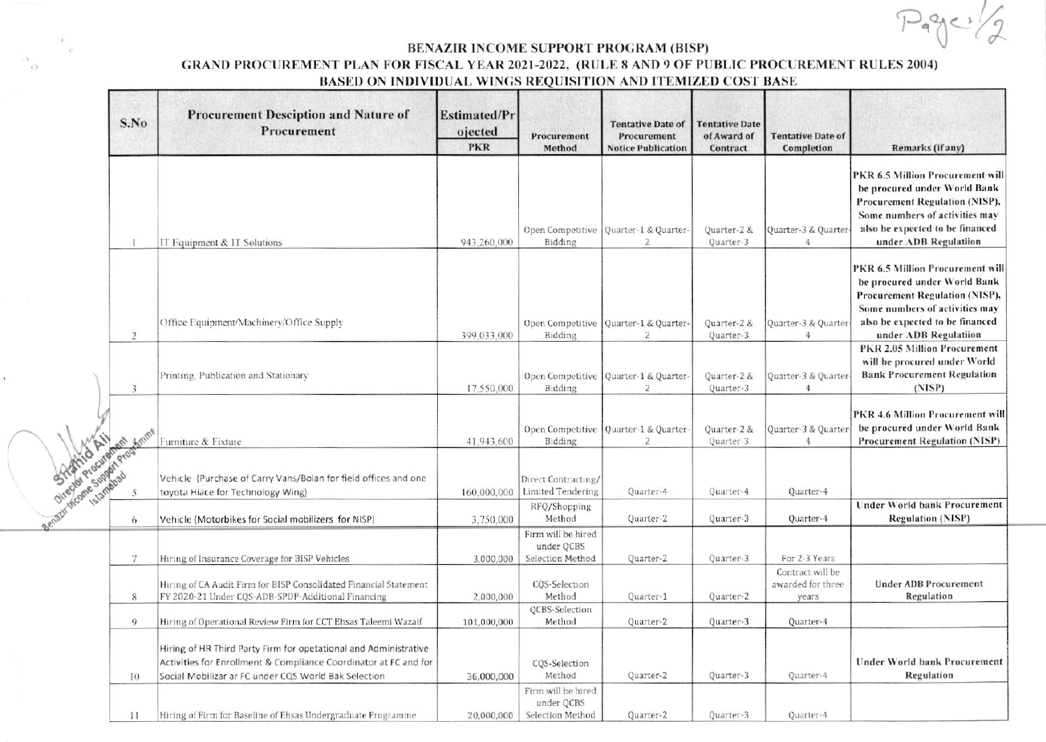# BENAZIR INCOME SUPPORT PROGRAM (BISP)

## GRAND PROCUREMENT PLAN FOR FISCAL YEAR 2021-2022, (RULE 8 AND 9 OF PUBLIC PROCUREMENT RULES 2004) BASED ON INDIVIDUAL WINGS REQUISITION AND ITEMIZED COST BASE

| S.No | Procurement Desciption and Nature of Procurement | Estimated/Projected PKR | Procurement Method | Tentative Date of Procurement Notice Publication | Tentative Date of Award of Contract | Tentative Date of Completion | Remarks (if any) |
|---|---|---|---|---|---|---|---|
| 1 | IT Equipment & IT Solutions | 943,260,000 | Open Competitive Bidding | Quarter-1 & Quarter-2 | Quarter-2 & Quarter-3 | Quarter-3 & Quarter-4 | PKR 6.5 Million Procurement will be procured under World Bank Procurement Regulation (NISP), Some numbers of activities may also be expected to be financed under ADB Regulatiion |
| 2 | Office Equipment/Machinery/Office Supply | 399,033,000 | Open Competitive Bidding | Quarter-1 & Quarter-2 | Quarter-2 & Quarter-3 | Quarter-3 & Quarter-4 | PKR 6.5 Million Procurement will be procured under World Bank Procurement Regulation (NISP), Some numbers of activities may also be expected to be financed under ADB Regulatiion |
| 3 | Printing, Publication and Stationary | 17,550,000 | Open Competitive Bidding | Quarter-1 & Quarter-2 | Quarter-2 & Quarter-3 | Quarter-3 & Quarter-4 | PKR 2.05 Million Procurement will be procured under World Bank Procurement Regulation (NISP) |
| 4 | Furniture & Fixture | 41,943,600 | Open Competitive Bidding | Quarter-1 & Quarter-2 | Quarter-2 & Quarter-3 | Quarter-3 & Quarter-4 | PKR 4.6 Million Procurement will be procured under World Bank Procurement Regulation (NISP) |
| 5 | Vehicle (Purchase of Carry Vans/Bolan for field offices and one toyota Hiace for Technology Wing) | 160,000,000 | Direct Contracting/ Limited Tendering | Quarter-4 | Quarter-4 | Quarter-4 | |
| 6 | Vehicle (Motorbikes for Social mobilizers for NISP) | 3,750,000 | RFQ/Shopping Method | Quarter-2 | Quarter-3 | Quarter-4 | Under World bank Procurement Regulation (NISP) |
| 7 | Hiring of Insurance Coverage for BISP Vehicles | 3,000,000 | Firm will be hired under QCBS Selection Method | Quarter-2 | Quarter-3 | For 2-3 Years | |
| 8 | Hiring of CA Audit Firm for BISP Consolidated Financial Statement FY 2020-21 Under CQS-ADB-SPDP-Additional Financing | 2,000,000 | CQS-Selection Method | Quarter-1 | Quarter-2 | Contract will be awarded for three years | Under ADB Procurement Regulation |
| 9 | Hiring of Operational Review Firm for CCT Ehsas Taleemi Wazaif | 101,000,000 | QCBS-Selection Method | Quarter-2 | Quarter-3 | Quarter-4 | |
| 10 | Hiring of HR Third Party Firm for opetational and Administrative Activities for Enrollment & Compliance Coordinator at FC and for Social Mobilizar ar FC under CQS World Bak Selection | 36,000,000 | CQS-Selection Method | Quarter-2 | Quarter-3 | Quarter-4 | Under World bank Procurement Regulation |
| 11 | Hiring of Firm for Baseline of Ehsas Undergraduate Programme | 20,000,000 | Firm will be hired under QCBS Selection Method | Quarter-2 | Quarter-3 | Quarter-4 | |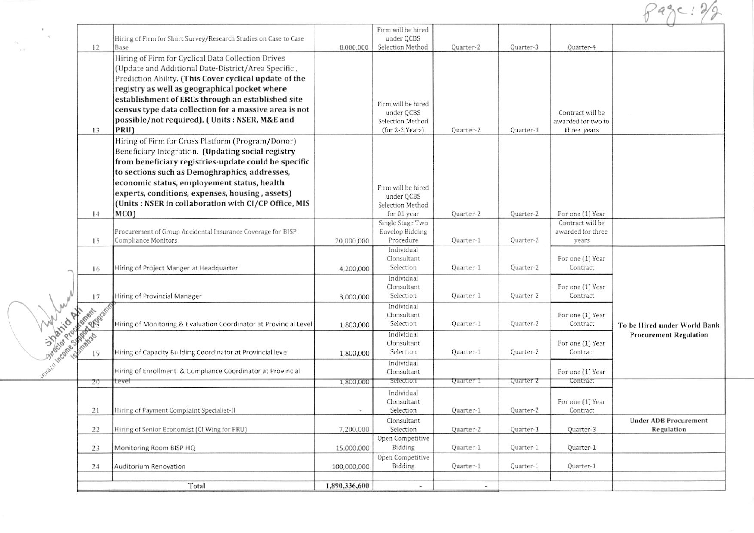| | | | | | | | |
|---|---|---|---|---|---|---|---|
| 12 | Hiring of Firm for Short Survey/Research Studies on Case to Case Base | 8,000,000 | Firm will be hired under QCBS Selection Method | Quarter-2 | Quarter-3 | Quarter-4 | |
| 13 | Hiring of Firm for Cyclical Data Collection Drives (Update and Additional Date-District/Area Specific, Prediction Ability. **(This Cover cyclical update of the registry as well as geographical pocket where establishment of ERCs through an established site census type data collection for a massive area is not possible/not required), ( Units : NSER, M&E and PRU)** | | Firm will be hired under QCBS Selection Method (for 2-3 Years) | Quarter-2 | Quarter-3 | Contract will be awarded for two to three years | |
| 14 | Hiring of Firm for Cross Platform (Program/Donor) Beneficiary Integration. **(Updating social registry from beneficiary registries-update could be specific to sections such as Demoghraphics, addresses, economic status, employement status, health experts, conditions, expenses, housing, assets) (Units : NSER in collaboration with CI/CP Office, MIS MCO)** | | Firm will be hired under QCBS Selection Method for 01 year | Quarter-2 | Quarter-2 | For one (1) Year | |
| 15 | Procurement of Group Accidental Insurance Coverage for BISP Compliance Monitors | 20,000,000 | Single Stage Two Envelop Bidding Procedure | Quarter-1 | Quarter-2 | Contract will be awarded for three years | |
| 16 | Hiring of Project Manger at Headquarter | 4,200,000 | Individual Clonsultant Selection | Quarter-1 | Quarter-2 | For one (1) Year Contract | **To be Hired under World Bank Procurement Regulation** |
| 17 | Hiring of Provincial Manager | 3,000,000 | Individual Clonsultant Selection | Quarter-1 | Quarter-2 | For one (1) Year Contract | |
| 18 | Hiring of Monitoring & Evaluation Coordinator at Provincial Level | 1,800,000 | Individual Clonsultant Selection | Quarter-1 | Quarter-2 | For one (1) Year Contract | |
| 19 | Hiring of Capacity Building Coordinator at Provincial level | 1,800,000 | Individual Clonsultant Selection | Quarter-1 | Quarter-2 | For one (1) Year Contract | |
| 20 | Hiring of Enrollment & Compliance Coordinator at Provincial Level | 1,800,000 | Individual Clonsultant Selection | Quarter-1 | Quarter-2 | For one (1) Year Contract | |
| 21 | Hiring of Payment Complaint Specialist-II | - | Individual Clonsultant Selection | Quarter-1 | Quarter-2 | For one (1) Year Contract | |
| 22 | Hiring of Senior Economist (CI Wing for PRU) | 7,200,000 | Clonsultant Selection | Quarter-2 | Quarter-3 | Quarter-3 | **Under ADB Procurement Regulation** |
| 23 | Monitoring Room BISP HQ | 15,000,000 | Open Competitive Bidding | Quarter-1 | Quarter-1 | Quarter-1 | |
| 24 | Auditorium Renovation | 100,000,000 | Open Competitive Bidding | Quarter-1 | Quarter-1 | Quarter-1 | |
| | Total | 1,890,336,600 | - | - | | | |

Shahid Ali
Director Procurement
Benazir Income Support Programme
Islamabad